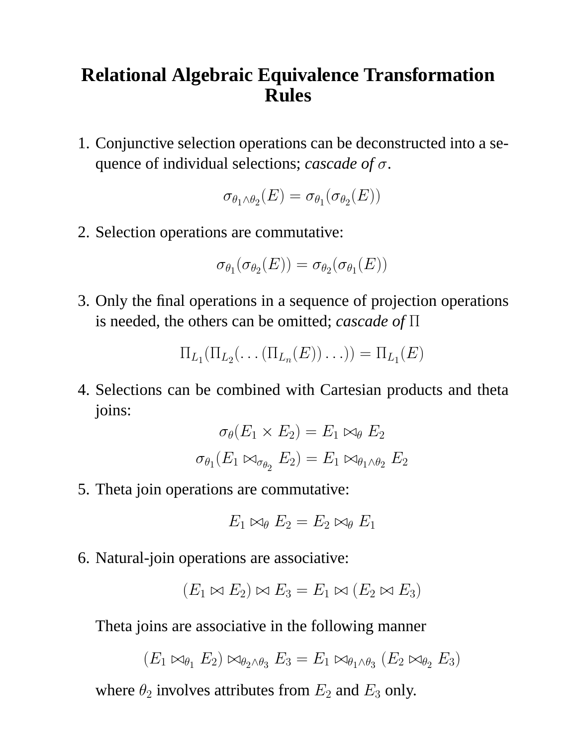# Relational Algebraic Equivalence Transformation Rules

1. Conjunctive selection operations can be deconstructed into a sequence of individual selections; *cascade of* $\sigma$.

$$\sigma_{\theta_1 \wedge \theta_2}(E) = \sigma_{\theta_1}(\sigma_{\theta_2}(E))$$

2. Selection operations are commutative:

$$\sigma_{\theta_1}(\sigma_{\theta_2}(E)) = \sigma_{\theta_2}(\sigma_{\theta_1}(E))$$

3. Only the final operations in a sequence of projection operations is needed, the others can be omitted; *cascade of* $\Pi$

$$\Pi_{L_1}(\Pi_{L_2}(\ldots(\Pi_{L_n}(E))\ldots)) = \Pi_{L_1}(E)$$

4. Selections can be combined with Cartesian products and theta joins:

$$\sigma_{\theta}(E_1 \times E_2) = E_1 \bowtie_{\theta} E_2$$

$$\sigma_{\theta_1}(E_1 \bowtie_{\sigma_{\theta_2}} E_2) = E_1 \bowtie_{\theta_1 \wedge \theta_2} E_2$$

5. Theta join operations are commutative:

$$E_1 \bowtie_{\theta} E_2 = E_2 \bowtie_{\theta} E_1$$

6. Natural-join operations are associative:

$$(E_1 \bowtie E_2) \bowtie E_3 = E_1 \bowtie (E_2 \bowtie E_3)$$

   Theta joins are associative in the following manner

$$(E_1 \bowtie_{\theta_1} E_2) \bowtie_{\theta_2 \wedge \theta_3} E_3 = E_1 \bowtie_{\theta_1 \wedge \theta_3} (E_2 \bowtie_{\theta_2} E_3)$$

   where $\theta_2$ involves attributes from $E_2$ and $E_3$ only.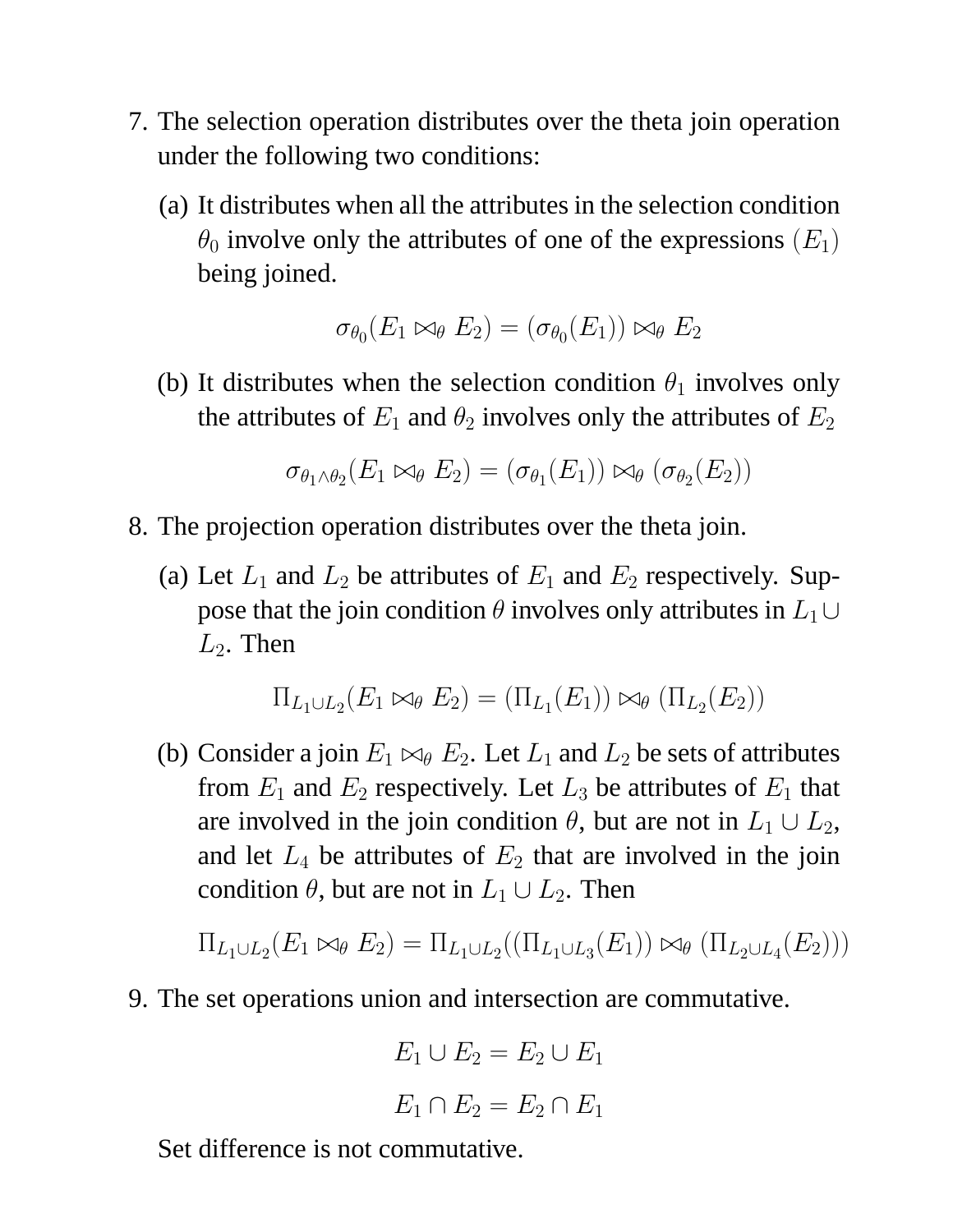7. The selection operation distributes over the theta join operation under the following two conditions:

   (a) It distributes when all the attributes in the selection condition $\theta_0$ involve only the attributes of one of the expressions $(E_1)$ being joined.

   $$\sigma_{\theta_0}(E_1 \bowtie_\theta E_2) = (\sigma_{\theta_0}(E_1)) \bowtie_\theta E_2$$

   (b) It distributes when the selection condition $\theta_1$ involves only the attributes of $E_1$ and $\theta_2$ involves only the attributes of $E_2$

   $$\sigma_{\theta_1 \wedge \theta_2}(E_1 \bowtie_\theta E_2) = (\sigma_{\theta_1}(E_1)) \bowtie_\theta (\sigma_{\theta_2}(E_2))$$

8. The projection operation distributes over the theta join.

   (a) Let $L_1$ and $L_2$ be attributes of $E_1$ and $E_2$ respectively. Suppose that the join condition $\theta$ involves only attributes in $L_1 \cup L_2$. Then

   $$\Pi_{L_1 \cup L_2}(E_1 \bowtie_\theta E_2) = (\Pi_{L_1}(E_1)) \bowtie_\theta (\Pi_{L_2}(E_2))$$

   (b) Consider a join $E_1 \bowtie_\theta E_2$. Let $L_1$ and $L_2$ be sets of attributes from $E_1$ and $E_2$ respectively. Let $L_3$ be attributes of $E_1$ that are involved in the join condition $\theta$, but are not in $L_1 \cup L_2$, and let $L_4$ be attributes of $E_2$ that are involved in the join condition $\theta$, but are not in $L_1 \cup L_2$. Then

   $$\Pi_{L_1 \cup L_2}(E_1 \bowtie_\theta E_2) = \Pi_{L_1 \cup L_2}((\Pi_{L_1 \cup L_3}(E_1)) \bowtie_\theta (\Pi_{L_2 \cup L_4}(E_2)))$$

9. The set operations union and intersection are commutative.

   $$E_1 \cup E_2 = E_2 \cup E_1$$

   $$E_1 \cap E_2 = E_2 \cap E_1$$

   Set difference is not commutative.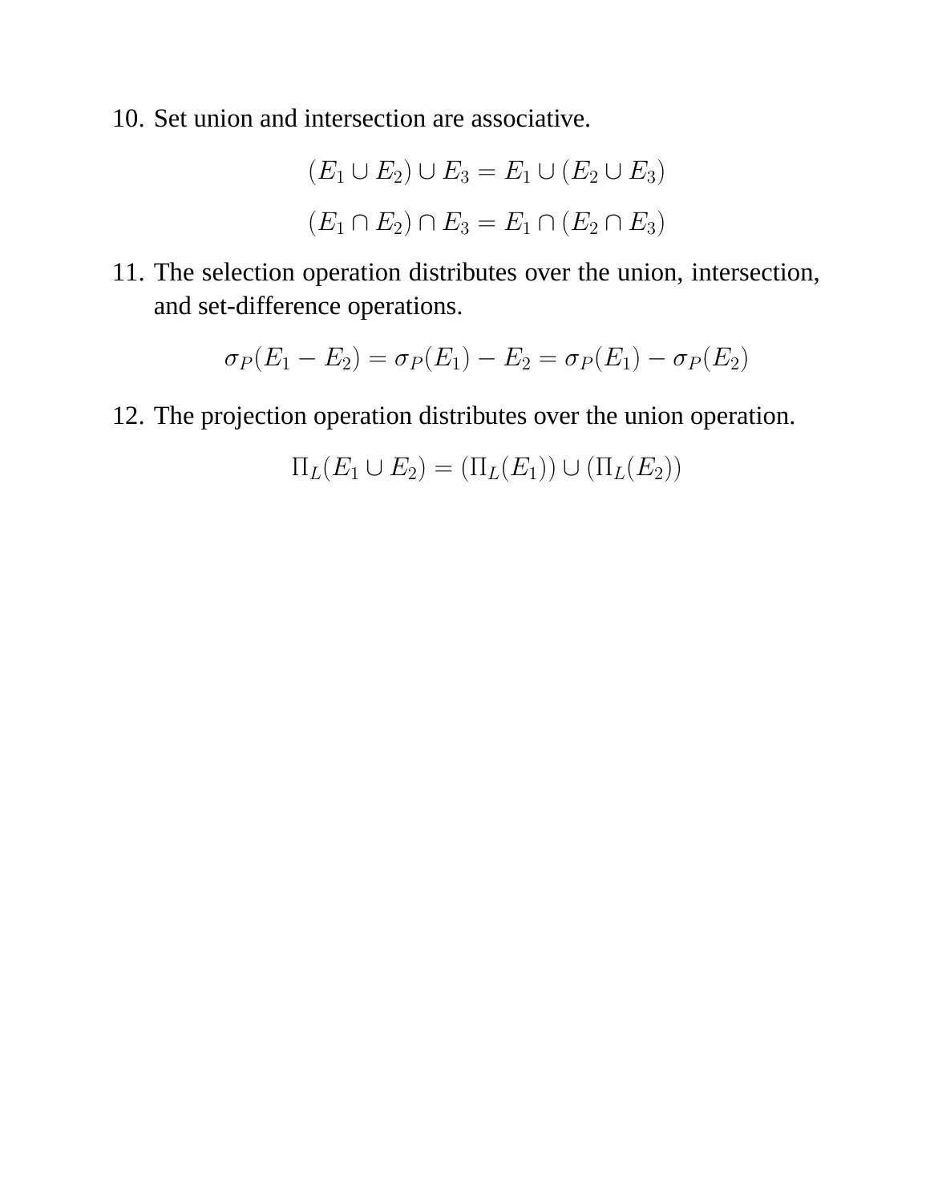10. Set union and intersection are associative.

$$(E_1 \cup E_2) \cup E_3 = E_1 \cup (E_2 \cup E_3)$$

$$(E_1 \cap E_2) \cap E_3 = E_1 \cap (E_2 \cap E_3)$$

11. The selection operation distributes over the union, intersection, and set-difference operations.

$$\sigma_P(E_1 - E_2) = \sigma_P(E_1) - E_2 = \sigma_P(E_1) - \sigma_P(E_2)$$

12. The projection operation distributes over the union operation.

$$\Pi_L(E_1 \cup E_2) = (\Pi_L(E_1)) \cup (\Pi_L(E_2))$$